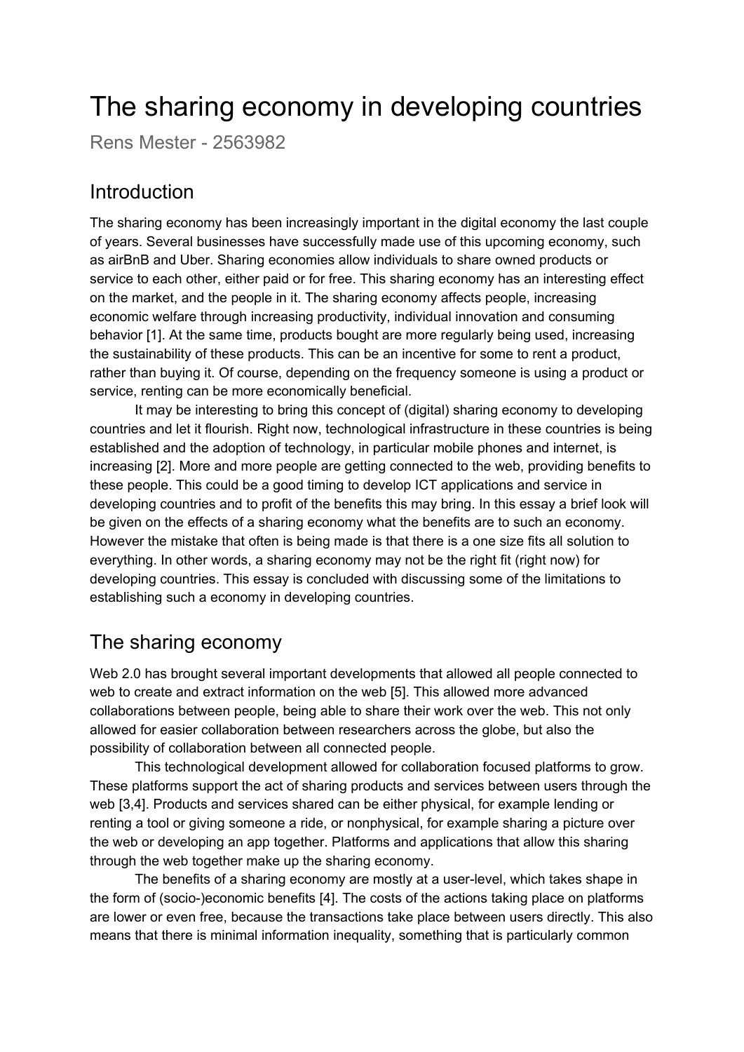# The sharing economy in developing countries

Rens Mester - 2563982

## Introduction

The sharing economy has been increasingly important in the digital economy the last couple of years. Several businesses have successfully made use of this upcoming economy, such as airBnB and Uber. Sharing economies allow individuals to share owned products or service to each other, either paid or for free. This sharing economy has an interesting effect on the market, and the people in it. The sharing economy affects people, increasing economic welfare through increasing productivity, individual innovation and consuming behavior [1]. At the same time, products bought are more regularly being used, increasing the sustainability of these products. This can be an incentive for some to rent a product, rather than buying it. Of course, depending on the frequency someone is using a product or service, renting can be more economically beneficial.

It may be interesting to bring this concept of (digital) sharing economy to developing countries and let it flourish. Right now, technological infrastructure in these countries is being established and the adoption of technology, in particular mobile phones and internet, is increasing [2]. More and more people are getting connected to the web, providing benefits to these people. This could be a good timing to develop ICT applications and service in developing countries and to profit of the benefits this may bring. In this essay a brief look will be given on the effects of a sharing economy what the benefits are to such an economy. However the mistake that often is being made is that there is a one size fits all solution to everything. In other words, a sharing economy may not be the right fit (right now) for developing countries. This essay is concluded with discussing some of the limitations to establishing such a economy in developing countries.

## The sharing economy

Web 2.0 has brought several important developments that allowed all people connected to web to create and extract information on the web [5]. This allowed more advanced collaborations between people, being able to share their work over the web. This not only allowed for easier collaboration between researchers across the globe, but also the possibility of collaboration between all connected people.

This technological development allowed for collaboration focused platforms to grow. These platforms support the act of sharing products and services between users through the web [3,4]. Products and services shared can be either physical, for example lending or renting a tool or giving someone a ride, or nonphysical, for example sharing a picture over the web or developing an app together. Platforms and applications that allow this sharing through the web together make up the sharing economy.

The benefits of a sharing economy are mostly at a user-level, which takes shape in the form of (socio-)economic benefits [4]. The costs of the actions taking place on platforms are lower or even free, because the transactions take place between users directly. This also means that there is minimal information inequality, something that is particularly common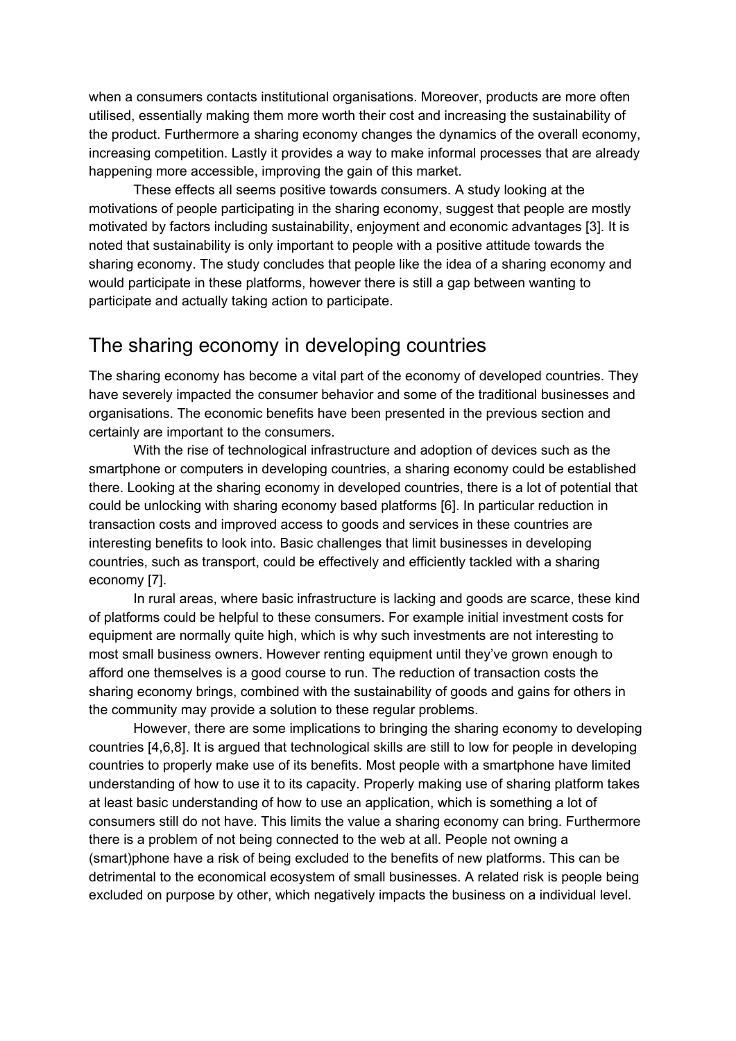when a consumers contacts institutional organisations. Moreover, products are more often utilised, essentially making them more worth their cost and increasing the sustainability of the product. Furthermore a sharing economy changes the dynamics of the overall economy, increasing competition. Lastly it provides a way to make informal processes that are already happening more accessible, improving the gain of this market.

These effects all seems positive towards consumers. A study looking at the motivations of people participating in the sharing economy, suggest that people are mostly motivated by factors including sustainability, enjoyment and economic advantages [3]. It is noted that sustainability is only important to people with a positive attitude towards the sharing economy. The study concludes that people like the idea of a sharing economy and would participate in these platforms, however there is still a gap between wanting to participate and actually taking action to participate.

## The sharing economy in developing countries

The sharing economy has become a vital part of the economy of developed countries. They have severely impacted the consumer behavior and some of the traditional businesses and organisations. The economic benefits have been presented in the previous section and certainly are important to the consumers.

With the rise of technological infrastructure and adoption of devices such as the smartphone or computers in developing countries, a sharing economy could be established there. Looking at the sharing economy in developed countries, there is a lot of potential that could be unlocking with sharing economy based platforms [6]. In particular reduction in transaction costs and improved access to goods and services in these countries are interesting benefits to look into. Basic challenges that limit businesses in developing countries, such as transport, could be effectively and efficiently tackled with a sharing economy [7].

In rural areas, where basic infrastructure is lacking and goods are scarce, these kind of platforms could be helpful to these consumers. For example initial investment costs for equipment are normally quite high, which is why such investments are not interesting to most small business owners. However renting equipment until they've grown enough to afford one themselves is a good course to run. The reduction of transaction costs the sharing economy brings, combined with the sustainability of goods and gains for others in the community may provide a solution to these regular problems.

However, there are some implications to bringing the sharing economy to developing countries [4,6,8]. It is argued that technological skills are still to low for people in developing countries to properly make use of its benefits. Most people with a smartphone have limited understanding of how to use it to its capacity. Properly making use of sharing platform takes at least basic understanding of how to use an application, which is something a lot of consumers still do not have. This limits the value a sharing economy can bring. Furthermore there is a problem of not being connected to the web at all. People not owning a (smart)phone have a risk of being excluded to the benefits of new platforms. This can be detrimental to the economical ecosystem of small businesses. A related risk is people being excluded on purpose by other, which negatively impacts the business on a individual level.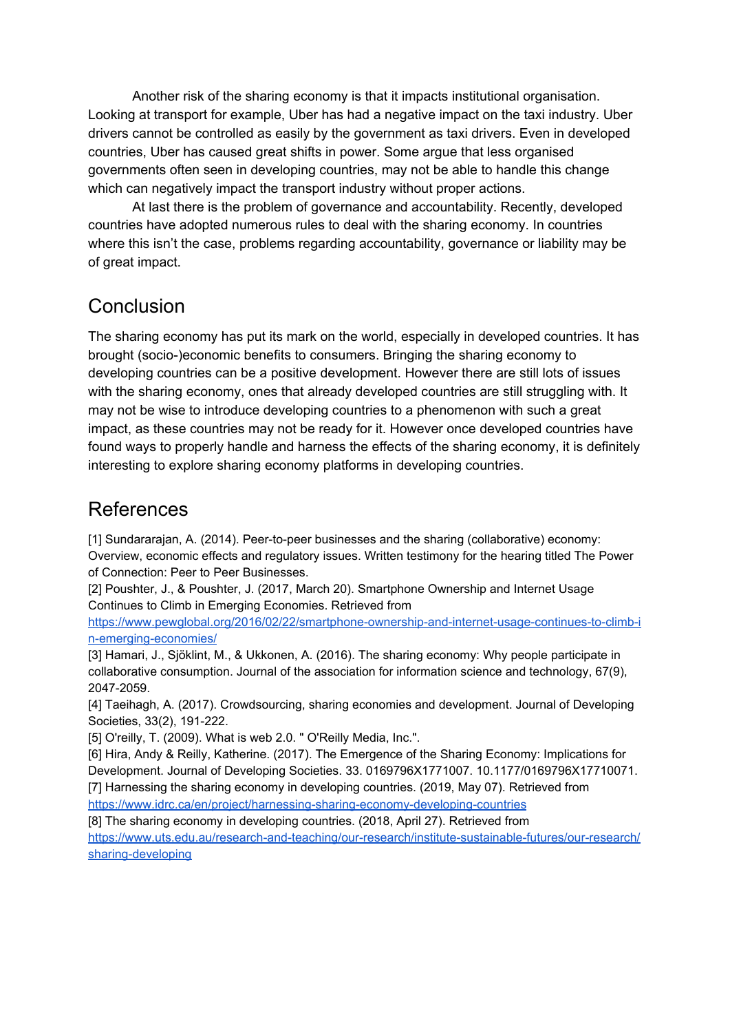Another risk of the sharing economy is that it impacts institutional organisation. Looking at transport for example, Uber has had a negative impact on the taxi industry. Uber drivers cannot be controlled as easily by the government as taxi drivers. Even in developed countries, Uber has caused great shifts in power. Some argue that less organised governments often seen in developing countries, may not be able to handle this change which can negatively impact the transport industry without proper actions.

At last there is the problem of governance and accountability. Recently, developed countries have adopted numerous rules to deal with the sharing economy. In countries where this isn't the case, problems regarding accountability, governance or liability may be of great impact.

## Conclusion

The sharing economy has put its mark on the world, especially in developed countries. It has brought (socio-)economic benefits to consumers. Bringing the sharing economy to developing countries can be a positive development. However there are still lots of issues with the sharing economy, ones that already developed countries are still struggling with. It may not be wise to introduce developing countries to a phenomenon with such a great impact, as these countries may not be ready for it. However once developed countries have found ways to properly handle and harness the effects of the sharing economy, it is definitely interesting to explore sharing economy platforms in developing countries.

## References

[1] Sundararajan, A. (2014). Peer-to-peer businesses and the sharing (collaborative) economy: Overview, economic effects and regulatory issues. Written testimony for the hearing titled The Power of Connection: Peer to Peer Businesses.
[2] Poushter, J., & Poushter, J. (2017, March 20). Smartphone Ownership and Internet Usage Continues to Climb in Emerging Economies. Retrieved from https://www.pewglobal.org/2016/02/22/smartphone-ownership-and-internet-usage-continues-to-climb-in-emerging-economies/
[3] Hamari, J., Sjöklint, M., & Ukkonen, A. (2016). The sharing economy: Why people participate in collaborative consumption. Journal of the association for information science and technology, 67(9), 2047-2059.
[4] Taeihagh, A. (2017). Crowdsourcing, sharing economies and development. Journal of Developing Societies, 33(2), 191-222.
[5] O'reilly, T. (2009). What is web 2.0. " O'Reilly Media, Inc.".
[6] Hira, Andy & Reilly, Katherine. (2017). The Emergence of the Sharing Economy: Implications for Development. Journal of Developing Societies. 33. 0169796X1771007. 10.1177/0169796X17710071.
[7] Harnessing the sharing economy in developing countries. (2019, May 07). Retrieved from https://www.idrc.ca/en/project/harnessing-sharing-economy-developing-countries
[8] The sharing economy in developing countries. (2018, April 27). Retrieved from https://www.uts.edu.au/research-and-teaching/our-research/institute-sustainable-futures/our-research/sharing-developing